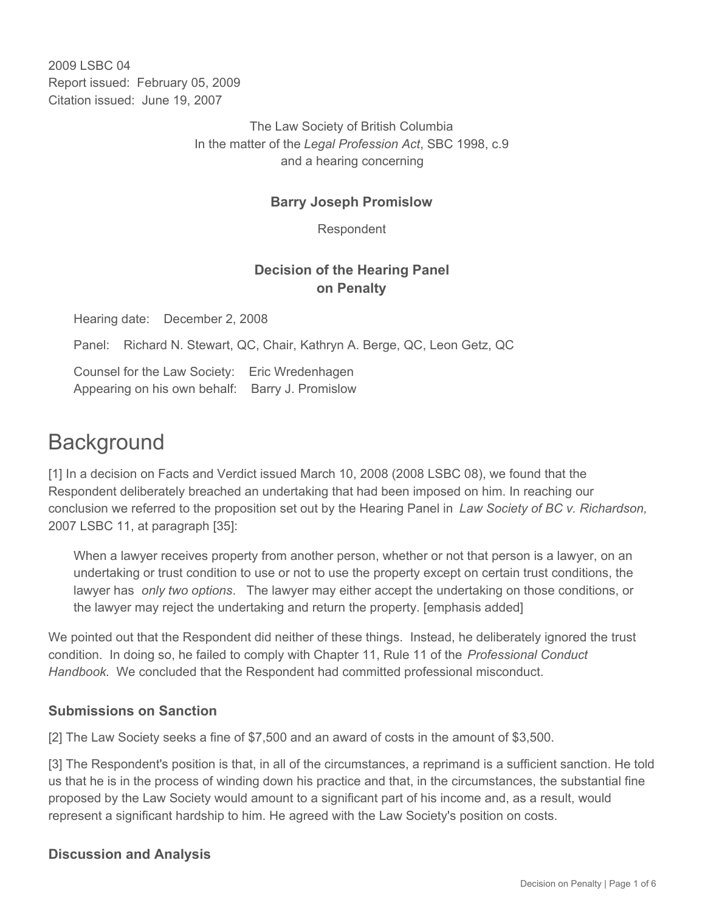2009 LSBC 04
Report issued: February 05, 2009
Citation issued: June 19, 2007

The Law Society of British Columbia
In the matter of the *Legal Profession Act*, SBC 1998, c.9
and a hearing concerning

**Barry Joseph Promislow**

Respondent

**Decision of the Hearing Panel**
**on Penalty**

Hearing date: December 2, 2008

Panel: Richard N. Stewart, QC, Chair, Kathryn A. Berge, QC, Leon Getz, QC

Counsel for the Law Society: Eric Wredenhagen
Appearing on his own behalf: Barry J. Promislow

# Background

[1] In a decision on Facts and Verdict issued March 10, 2008 (2008 LSBC 08), we found that the Respondent deliberately breached an undertaking that had been imposed on him. In reaching our conclusion we referred to the proposition set out by the Hearing Panel in *Law Society of BC v. Richardson,* 2007 LSBC 11, at paragraph [35]:

> When a lawyer receives property from another person, whether or not that person is a lawyer, on an undertaking or trust condition to use or not to use the property except on certain trust conditions, the lawyer has *only two options*. The lawyer may either accept the undertaking on those conditions, or the lawyer may reject the undertaking and return the property. [emphasis added]

We pointed out that the Respondent did neither of these things. Instead, he deliberately ignored the trust condition. In doing so, he failed to comply with Chapter 11, Rule 11 of the *Professional Conduct Handbook*. We concluded that the Respondent had committed professional misconduct.

### Submissions on Sanction

[2] The Law Society seeks a fine of $7,500 and an award of costs in the amount of $3,500.

[3] The Respondent's position is that, in all of the circumstances, a reprimand is a sufficient sanction. He told us that he is in the process of winding down his practice and that, in the circumstances, the substantial fine proposed by the Law Society would amount to a significant part of his income and, as a result, would represent a significant hardship to him. He agreed with the Law Society's position on costs.

### Discussion and Analysis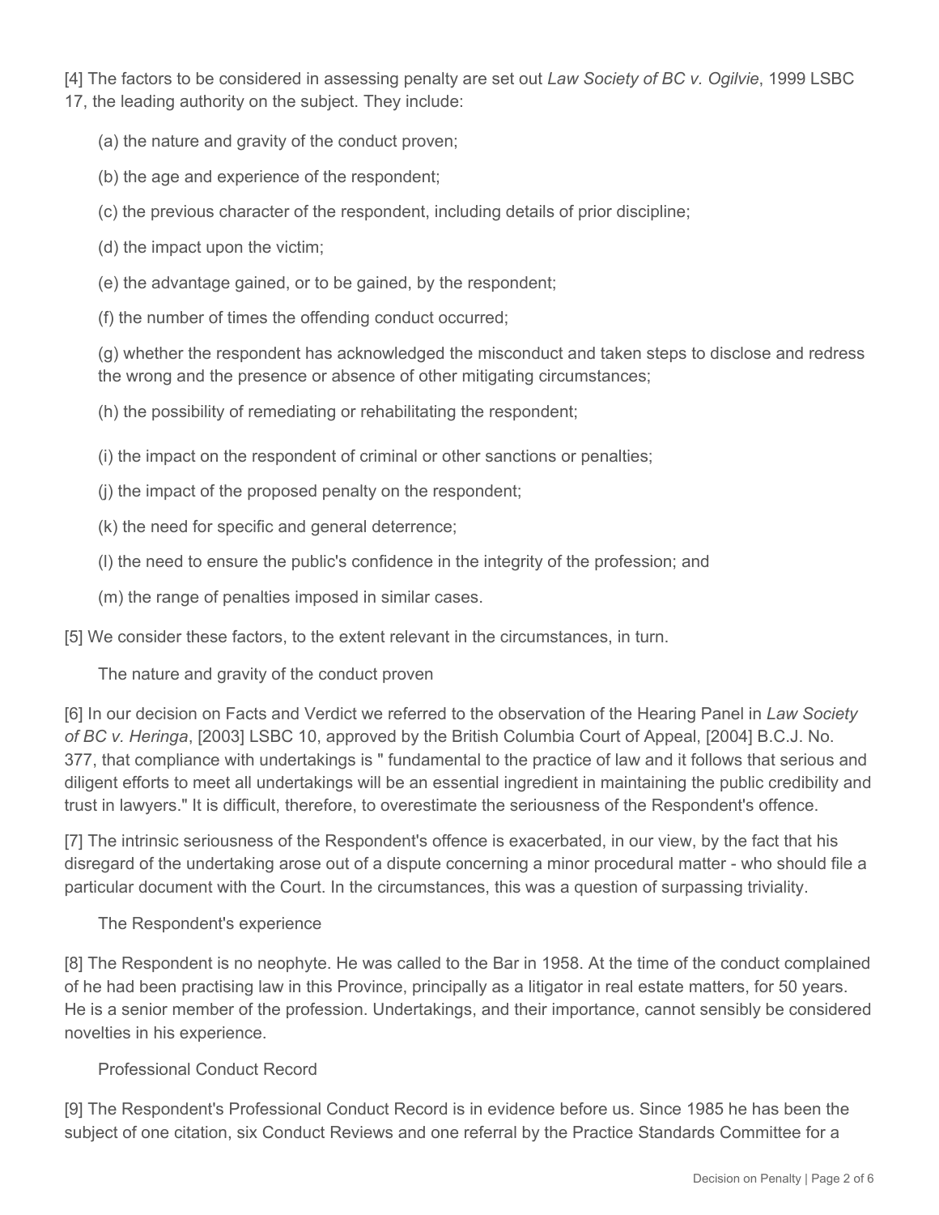[4] The factors to be considered in assessing penalty are set out *Law Society of BC v. Ogilvie*, 1999 LSBC 17, the leading authority on the subject. They include:

(a) the nature and gravity of the conduct proven;

(b) the age and experience of the respondent;

(c) the previous character of the respondent, including details of prior discipline;

(d) the impact upon the victim;

(e) the advantage gained, or to be gained, by the respondent;

(f) the number of times the offending conduct occurred;

(g) whether the respondent has acknowledged the misconduct and taken steps to disclose and redress the wrong and the presence or absence of other mitigating circumstances;

(h) the possibility of remediating or rehabilitating the respondent;

(i) the impact on the respondent of criminal or other sanctions or penalties;

(j) the impact of the proposed penalty on the respondent;

(k) the need for specific and general deterrence;

(l) the need to ensure the public's confidence in the integrity of the profession; and

(m) the range of penalties imposed in similar cases.

[5] We consider these factors, to the extent relevant in the circumstances, in turn.

### The nature and gravity of the conduct proven

[6] In our decision on Facts and Verdict we referred to the observation of the Hearing Panel in *Law Society of BC v. Heringa*, [2003] LSBC 10, approved by the British Columbia Court of Appeal, [2004] B.C.J. No. 377, that compliance with undertakings is " fundamental to the practice of law and it follows that serious and diligent efforts to meet all undertakings will be an essential ingredient in maintaining the public credibility and trust in lawyers." It is difficult, therefore, to overestimate the seriousness of the Respondent's offence.

[7] The intrinsic seriousness of the Respondent's offence is exacerbated, in our view, by the fact that his disregard of the undertaking arose out of a dispute concerning a minor procedural matter - who should file a particular document with the Court. In the circumstances, this was a question of surpassing triviality.

### The Respondent's experience

[8] The Respondent is no neophyte. He was called to the Bar in 1958. At the time of the conduct complained of he had been practising law in this Province, principally as a litigator in real estate matters, for 50 years. He is a senior member of the profession. Undertakings, and their importance, cannot sensibly be considered novelties in his experience.

### Professional Conduct Record

[9] The Respondent's Professional Conduct Record is in evidence before us. Since 1985 he has been the subject of one citation, six Conduct Reviews and one referral by the Practice Standards Committee for a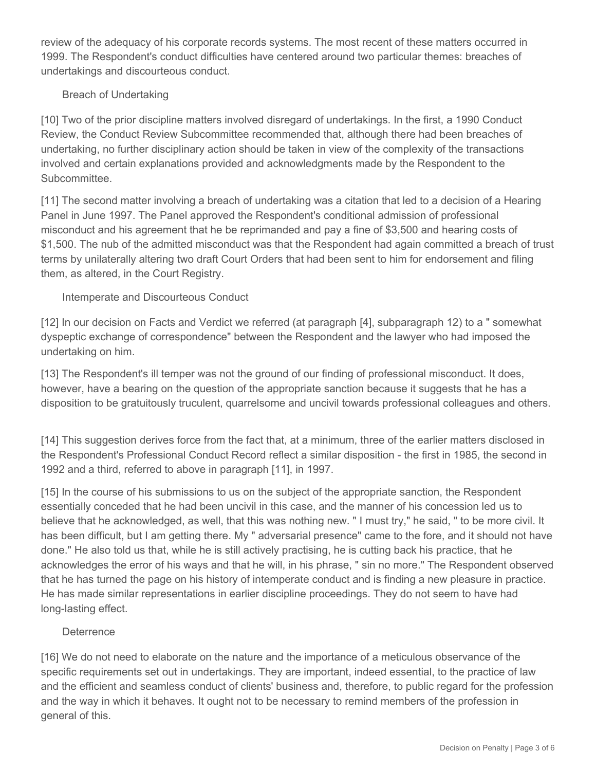review of the adequacy of his corporate records systems. The most recent of these matters occurred in 1999. The Respondent's conduct difficulties have centered around two particular themes: breaches of undertakings and discourteous conduct.

### Breach of Undertaking

[10] Two of the prior discipline matters involved disregard of undertakings. In the first, a 1990 Conduct Review, the Conduct Review Subcommittee recommended that, although there had been breaches of undertaking, no further disciplinary action should be taken in view of the complexity of the transactions involved and certain explanations provided and acknowledgments made by the Respondent to the Subcommittee.

[11] The second matter involving a breach of undertaking was a citation that led to a decision of a Hearing Panel in June 1997. The Panel approved the Respondent's conditional admission of professional misconduct and his agreement that he be reprimanded and pay a fine of $3,500 and hearing costs of $1,500. The nub of the admitted misconduct was that the Respondent had again committed a breach of trust terms by unilaterally altering two draft Court Orders that had been sent to him for endorsement and filing them, as altered, in the Court Registry.

### Intemperate and Discourteous Conduct

[12] In our decision on Facts and Verdict we referred (at paragraph [4], subparagraph 12) to a " somewhat dyspeptic exchange of correspondence" between the Respondent and the lawyer who had imposed the undertaking on him.

[13] The Respondent's ill temper was not the ground of our finding of professional misconduct. It does, however, have a bearing on the question of the appropriate sanction because it suggests that he has a disposition to be gratuitously truculent, quarrelsome and uncivil towards professional colleagues and others.

[14] This suggestion derives force from the fact that, at a minimum, three of the earlier matters disclosed in the Respondent's Professional Conduct Record reflect a similar disposition - the first in 1985, the second in 1992 and a third, referred to above in paragraph [11], in 1997.

[15] In the course of his submissions to us on the subject of the appropriate sanction, the Respondent essentially conceded that he had been uncivil in this case, and the manner of his concession led us to believe that he acknowledged, as well, that this was nothing new. " I must try," he said, " to be more civil. It has been difficult, but I am getting there. My " adversarial presence" came to the fore, and it should not have done." He also told us that, while he is still actively practising, he is cutting back his practice, that he acknowledges the error of his ways and that he will, in his phrase, " sin no more." The Respondent observed that he has turned the page on his history of intemperate conduct and is finding a new pleasure in practice. He has made similar representations in earlier discipline proceedings. They do not seem to have had long-lasting effect.

### Deterrence

[16] We do not need to elaborate on the nature and the importance of a meticulous observance of the specific requirements set out in undertakings. They are important, indeed essential, to the practice of law and the efficient and seamless conduct of clients' business and, therefore, to public regard for the profession and the way in which it behaves. It ought not to be necessary to remind members of the profession in general of this.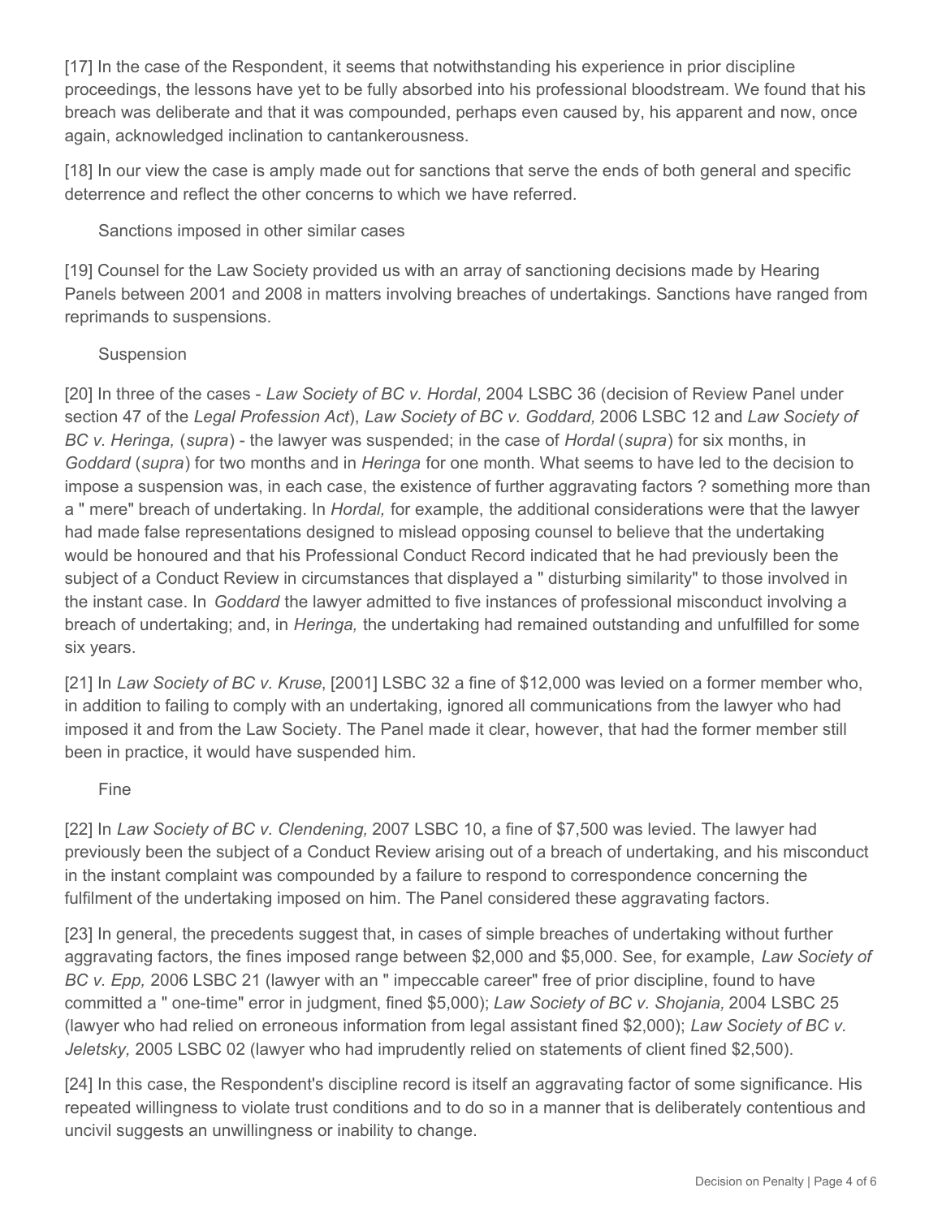[17] In the case of the Respondent, it seems that notwithstanding his experience in prior discipline proceedings, the lessons have yet to be fully absorbed into his professional bloodstream. We found that his breach was deliberate and that it was compounded, perhaps even caused by, his apparent and now, once again, acknowledged inclination to cantankerousness.

[18] In our view the case is amply made out for sanctions that serve the ends of both general and specific deterrence and reflect the other concerns to which we have referred.

### Sanctions imposed in other similar cases

[19] Counsel for the Law Society provided us with an array of sanctioning decisions made by Hearing Panels between 2001 and 2008 in matters involving breaches of undertakings. Sanctions have ranged from reprimands to suspensions.

### Suspension

[20] In three of the cases - *Law Society of BC v. Hordal*, 2004 LSBC 36 (decision of Review Panel under section 47 of the *Legal Profession Act*), *Law Society of BC v. Goddard,* 2006 LSBC 12 and *Law Society of BC v. Heringa,* (*supra*) - the lawyer was suspended; in the case of *Hordal* (*supra*) for six months, in *Goddard* (*supra*) for two months and in *Heringa* for one month. What seems to have led to the decision to impose a suspension was, in each case, the existence of further aggravating factors ? something more than a " mere" breach of undertaking. In *Hordal,* for example, the additional considerations were that the lawyer had made false representations designed to mislead opposing counsel to believe that the undertaking would be honoured and that his Professional Conduct Record indicated that he had previously been the subject of a Conduct Review in circumstances that displayed a " disturbing similarity" to those involved in the instant case. In *Goddard* the lawyer admitted to five instances of professional misconduct involving a breach of undertaking; and, in *Heringa,* the undertaking had remained outstanding and unfulfilled for some six years.

[21] In *Law Society of BC v. Kruse*, [2001] LSBC 32 a fine of $12,000 was levied on a former member who, in addition to failing to comply with an undertaking, ignored all communications from the lawyer who had imposed it and from the Law Society. The Panel made it clear, however, that had the former member still been in practice, it would have suspended him.

### Fine

[22] In *Law Society of BC v. Clendening,* 2007 LSBC 10, a fine of $7,500 was levied. The lawyer had previously been the subject of a Conduct Review arising out of a breach of undertaking, and his misconduct in the instant complaint was compounded by a failure to respond to correspondence concerning the fulfilment of the undertaking imposed on him. The Panel considered these aggravating factors.

[23] In general, the precedents suggest that, in cases of simple breaches of undertaking without further aggravating factors, the fines imposed range between $2,000 and $5,000. See, for example, *Law Society of BC v. Epp,* 2006 LSBC 21 (lawyer with an " impeccable career" free of prior discipline, found to have committed a " one-time" error in judgment, fined $5,000); *Law Society of BC v. Shojania,* 2004 LSBC 25 (lawyer who had relied on erroneous information from legal assistant fined $2,000); *Law Society of BC v. Jeletsky,* 2005 LSBC 02 (lawyer who had imprudently relied on statements of client fined $2,500).

[24] In this case, the Respondent's discipline record is itself an aggravating factor of some significance. His repeated willingness to violate trust conditions and to do so in a manner that is deliberately contentious and uncivil suggests an unwillingness or inability to change.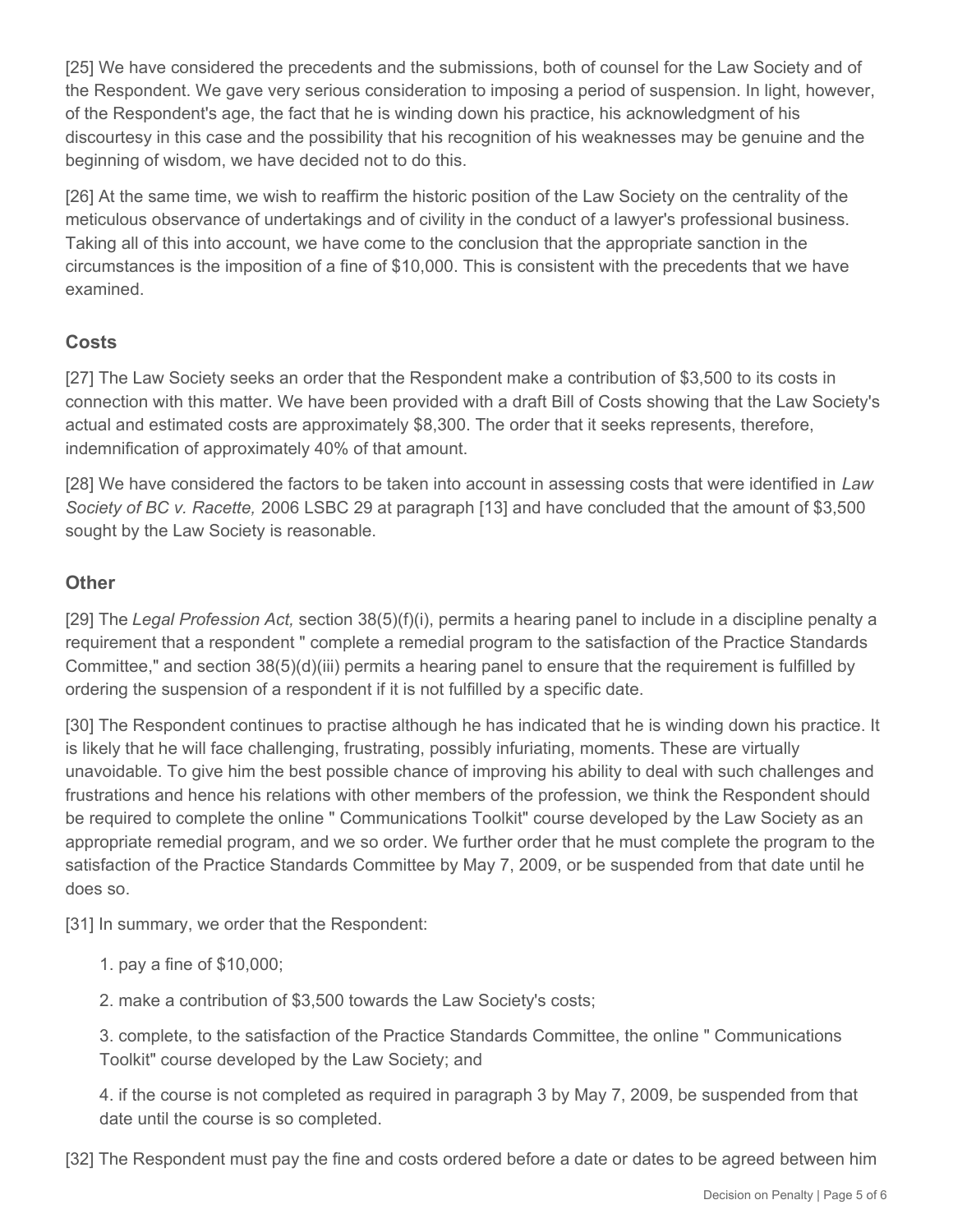[25] We have considered the precedents and the submissions, both of counsel for the Law Society and of the Respondent. We gave very serious consideration to imposing a period of suspension. In light, however, of the Respondent's age, the fact that he is winding down his practice, his acknowledgment of his discourtesy in this case and the possibility that his recognition of his weaknesses may be genuine and the beginning of wisdom, we have decided not to do this.

[26] At the same time, we wish to reaffirm the historic position of the Law Society on the centrality of the meticulous observance of undertakings and of civility in the conduct of a lawyer's professional business. Taking all of this into account, we have come to the conclusion that the appropriate sanction in the circumstances is the imposition of a fine of $10,000. This is consistent with the precedents that we have examined.

## Costs

[27] The Law Society seeks an order that the Respondent make a contribution of $3,500 to its costs in connection with this matter. We have been provided with a draft Bill of Costs showing that the Law Society's actual and estimated costs are approximately $8,300. The order that it seeks represents, therefore, indemnification of approximately 40% of that amount.

[28] We have considered the factors to be taken into account in assessing costs that were identified in *Law Society of BC v. Racette,* 2006 LSBC 29 at paragraph [13] and have concluded that the amount of $3,500 sought by the Law Society is reasonable.

## Other

[29] The *Legal Profession Act,* section 38(5)(f)(i), permits a hearing panel to include in a discipline penalty a requirement that a respondent " complete a remedial program to the satisfaction of the Practice Standards Committee," and section 38(5)(d)(iii) permits a hearing panel to ensure that the requirement is fulfilled by ordering the suspension of a respondent if it is not fulfilled by a specific date.

[30] The Respondent continues to practise although he has indicated that he is winding down his practice. It is likely that he will face challenging, frustrating, possibly infuriating, moments. These are virtually unavoidable. To give him the best possible chance of improving his ability to deal with such challenges and frustrations and hence his relations with other members of the profession, we think the Respondent should be required to complete the online " Communications Toolkit" course developed by the Law Society as an appropriate remedial program, and we so order. We further order that he must complete the program to the satisfaction of the Practice Standards Committee by May 7, 2009, or be suspended from that date until he does so.

[31] In summary, we order that the Respondent:

1. pay a fine of $10,000;

2. make a contribution of $3,500 towards the Law Society's costs;

3. complete, to the satisfaction of the Practice Standards Committee, the online " Communications Toolkit" course developed by the Law Society; and

4. if the course is not completed as required in paragraph 3 by May 7, 2009, be suspended from that date until the course is so completed.

[32] The Respondent must pay the fine and costs ordered before a date or dates to be agreed between him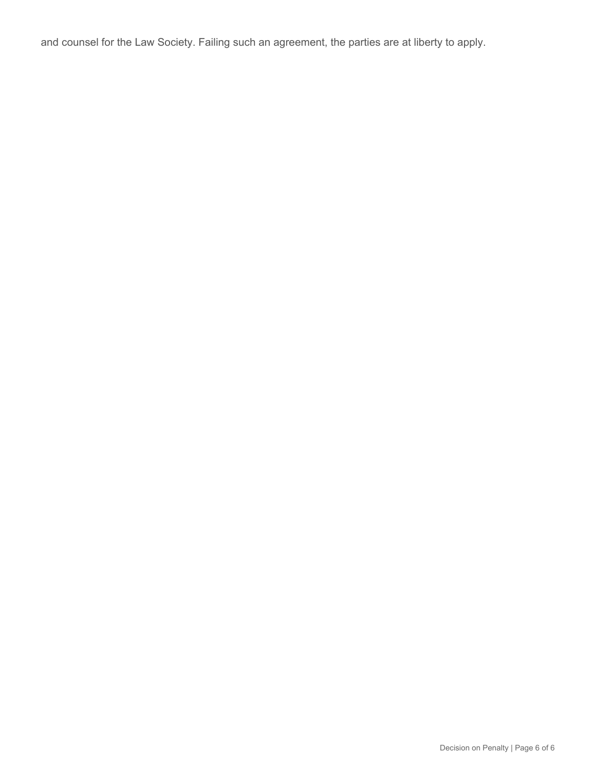and counsel for the Law Society. Failing such an agreement, the parties are at liberty to apply.